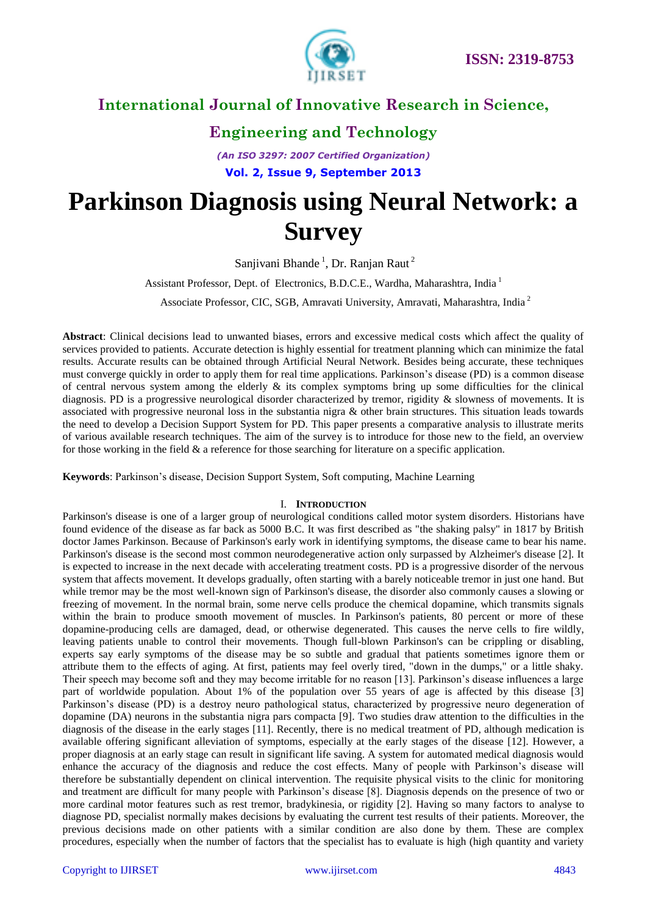# International Journal of Innovative Research in Science, Engineering and Technology

*(An ISO 3297: 2007 Certified Organization)*

**Vol. 2, Issue 9, September 2013**

# Parkinson Diagnosis using Neural Network: a Survey

Sanjivani Bhande [1], Dr. Ranjan Raut [2]

Assistant Professor, Dept. of Electronics, B.D.C.E., Wardha, Maharashtra, India [1]

Associate Professor, CIC, SGB, Amravati University, Amravati, Maharashtra, India [2]

**Abstract**: Clinical decisions lead to unwanted biases, errors and excessive medical costs which affect the quality of services provided to patients. Accurate detection is highly essential for treatment planning which can minimize the fatal results. Accurate results can be obtained through Artificial Neural Network. Besides being accurate, these techniques must converge quickly in order to apply them for real time applications. Parkinson's disease (PD) is a common disease of central nervous system among the elderly & its complex symptoms bring up some difficulties for the clinical diagnosis. PD is a progressive neurological disorder characterized by tremor, rigidity & slowness of movements. It is associated with progressive neuronal loss in the substantia nigra & other brain structures. This situation leads towards the need to develop a Decision Support System for PD. This paper presents a comparative analysis to illustrate merits of various available research techniques. The aim of the survey is to introduce for those new to the field, an overview for those working in the field & a reference for those searching for literature on a specific application.

**Keywords**: Parkinson's disease, Decision Support System, Soft computing, Machine Learning

## I. Introduction

Parkinson's disease is one of a larger group of neurological conditions called motor system disorders. Historians have found evidence of the disease as far back as 5000 B.C. It was first described as "the shaking palsy" in 1817 by British doctor James Parkinson. Because of Parkinson's early work in identifying symptoms, the disease came to bear his name. Parkinson's disease is the second most common neurodegenerative action only surpassed by Alzheimer's disease [2]. It is expected to increase in the next decade with accelerating treatment costs. PD is a progressive disorder of the nervous system that affects movement. It develops gradually, often starting with a barely noticeable tremor in just one hand. But while tremor may be the most well-known sign of Parkinson's disease, the disorder also commonly causes a slowing or freezing of movement. In the normal brain, some nerve cells produce the chemical dopamine, which transmits signals within the brain to produce smooth movement of muscles. In Parkinson's patients, 80 percent or more of these dopamine-producing cells are damaged, dead, or otherwise degenerated. This causes the nerve cells to fire wildly, leaving patients unable to control their movements. Though full-blown Parkinson's can be crippling or disabling, experts say early symptoms of the disease may be so subtle and gradual that patients sometimes ignore them or attribute them to the effects of aging. At first, patients may feel overly tired, "down in the dumps," or a little shaky. Their speech may become soft and they may become irritable for no reason [13]. Parkinson's disease influences a large part of worldwide population. About 1% of the population over 55 years of age is affected by this disease [3] Parkinson's disease (PD) is a destroy neuro pathological status, characterized by progressive neuro degeneration of dopamine (DA) neurons in the substantia nigra pars compacta [9]. Two studies draw attention to the difficulties in the diagnosis of the disease in the early stages [11]. Recently, there is no medical treatment of PD, although medication is available offering significant alleviation of symptoms, especially at the early stages of the disease [12]. However, a proper diagnosis at an early stage can result in significant life saving. A system for automated medical diagnosis would enhance the accuracy of the diagnosis and reduce the cost effects. Many of people with Parkinson's disease will therefore be substantially dependent on clinical intervention. The requisite physical visits to the clinic for monitoring and treatment are difficult for many people with Parkinson's disease [8]. Diagnosis depends on the presence of two or more cardinal motor features such as rest tremor, bradykinesia, or rigidity [2]. Having so many factors to analyse to diagnose PD, specialist normally makes decisions by evaluating the current test results of their patients. Moreover, the previous decisions made on other patients with a similar condition are also done by them. These are complex procedures, especially when the number of factors that the specialist has to evaluate is high (high quantity and variety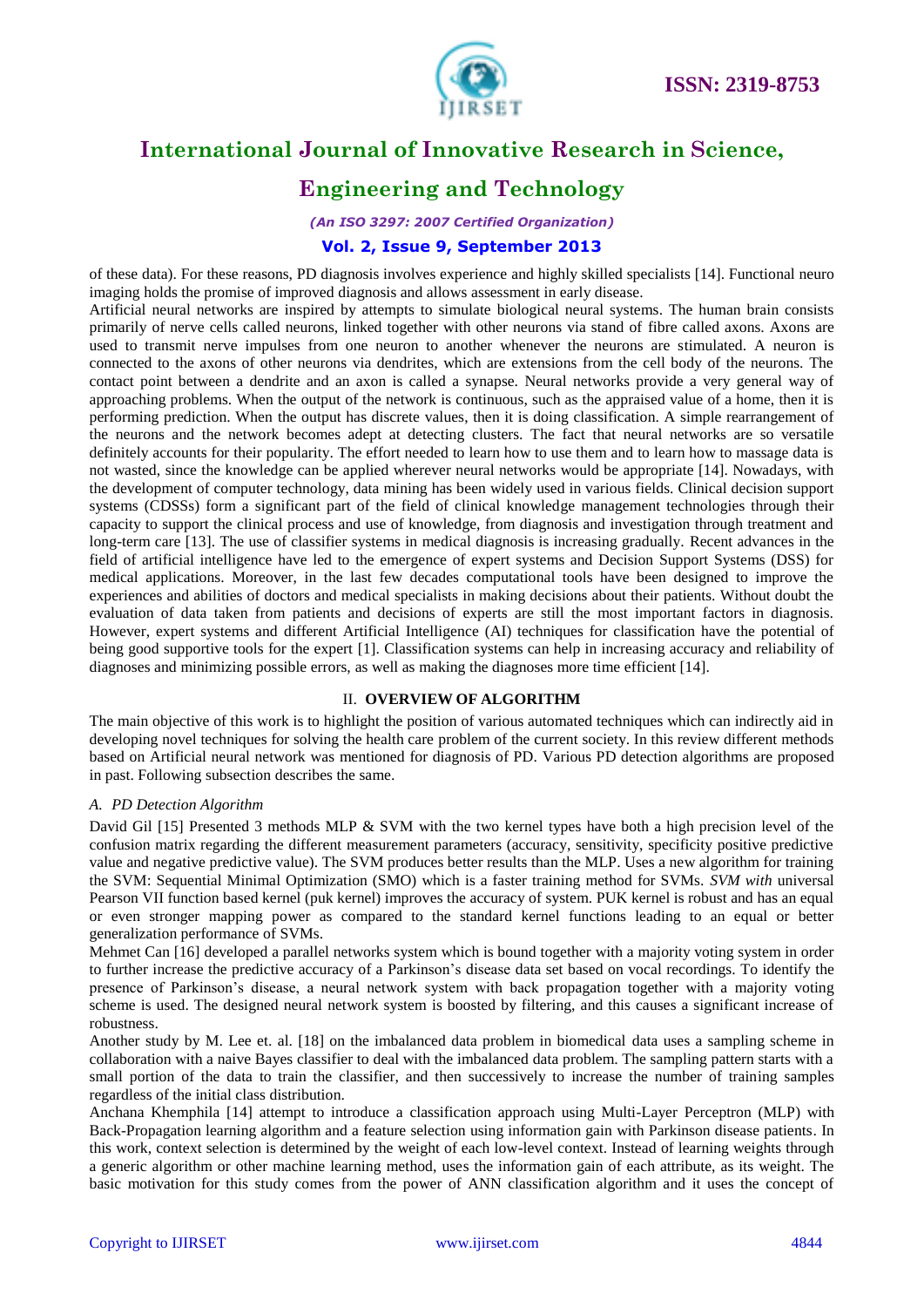of these data). For these reasons, PD diagnosis involves experience and highly skilled specialists [14]. Functional neuro imaging holds the promise of improved diagnosis and allows assessment in early disease.

Artificial neural networks are inspired by attempts to simulate biological neural systems. The human brain consists primarily of nerve cells called neurons, linked together with other neurons via stand of fibre called axons. Axons are used to transmit nerve impulses from one neuron to another whenever the neurons are stimulated. A neuron is connected to the axons of other neurons via dendrites, which are extensions from the cell body of the neurons. The contact point between a dendrite and an axon is called a synapse. Neural networks provide a very general way of approaching problems. When the output of the network is continuous, such as the appraised value of a home, then it is performing prediction. When the output has discrete values, then it is doing classification. A simple rearrangement of the neurons and the network becomes adept at detecting clusters. The fact that neural networks are so versatile definitely accounts for their popularity. The effort needed to learn how to use them and to learn how to massage data is not wasted, since the knowledge can be applied wherever neural networks would be appropriate [14]. Nowadays, with the development of computer technology, data mining has been widely used in various fields. Clinical decision support systems (CDSSs) form a significant part of the field of clinical knowledge management technologies through their capacity to support the clinical process and use of knowledge, from diagnosis and investigation through treatment and long-term care [13]. The use of classifier systems in medical diagnosis is increasing gradually. Recent advances in the field of artificial intelligence have led to the emergence of expert systems and Decision Support Systems (DSS) for medical applications. Moreover, in the last few decades computational tools have been designed to improve the experiences and abilities of doctors and medical specialists in making decisions about their patients. Without doubt the evaluation of data taken from patients and decisions of experts are still the most important factors in diagnosis. However, expert systems and different Artificial Intelligence (AI) techniques for classification have the potential of being good supportive tools for the expert [1]. Classification systems can help in increasing accuracy and reliability of diagnoses and minimizing possible errors, as well as making the diagnoses more time efficient [14].

## II. OVERVIEW OF ALGORITHM

The main objective of this work is to highlight the position of various automated techniques which can indirectly aid in developing novel techniques for solving the health care problem of the current society. In this review different methods based on Artificial neural network was mentioned for diagnosis of PD. Various PD detection algorithms are proposed in past. Following subsection describes the same.

### *A. PD Detection Algorithm*

David Gil [15] Presented 3 methods MLP & SVM with the two kernel types have both a high precision level of the confusion matrix regarding the different measurement parameters (accuracy, sensitivity, specificity positive predictive value and negative predictive value). The SVM produces better results than the MLP. Uses a new algorithm for training the SVM: Sequential Minimal Optimization (SMO) which is a faster training method for SVMs. *SVM with* universal Pearson VII function based kernel (puk kernel) improves the accuracy of system. PUK kernel is robust and has an equal or even stronger mapping power as compared to the standard kernel functions leading to an equal or better generalization performance of SVMs.

Mehmet Can [16] developed a parallel networks system which is bound together with a majority voting system in order to further increase the predictive accuracy of a Parkinson's disease data set based on vocal recordings. To identify the presence of Parkinson's disease, a neural network system with back propagation together with a majority voting scheme is used. The designed neural network system is boosted by filtering, and this causes a significant increase of robustness.

Another study by M. Lee et. al. [18] on the imbalanced data problem in biomedical data uses a sampling scheme in collaboration with a naive Bayes classifier to deal with the imbalanced data problem. The sampling pattern starts with a small portion of the data to train the classifier, and then successively to increase the number of training samples regardless of the initial class distribution.

Anchana Khemphila [14] attempt to introduce a classification approach using Multi-Layer Perceptron (MLP) with Back-Propagation learning algorithm and a feature selection using information gain with Parkinson disease patients. In this work, context selection is determined by the weight of each low-level context. Instead of learning weights through a generic algorithm or other machine learning method, uses the information gain of each attribute, as its weight. The basic motivation for this study comes from the power of ANN classification algorithm and it uses the concept of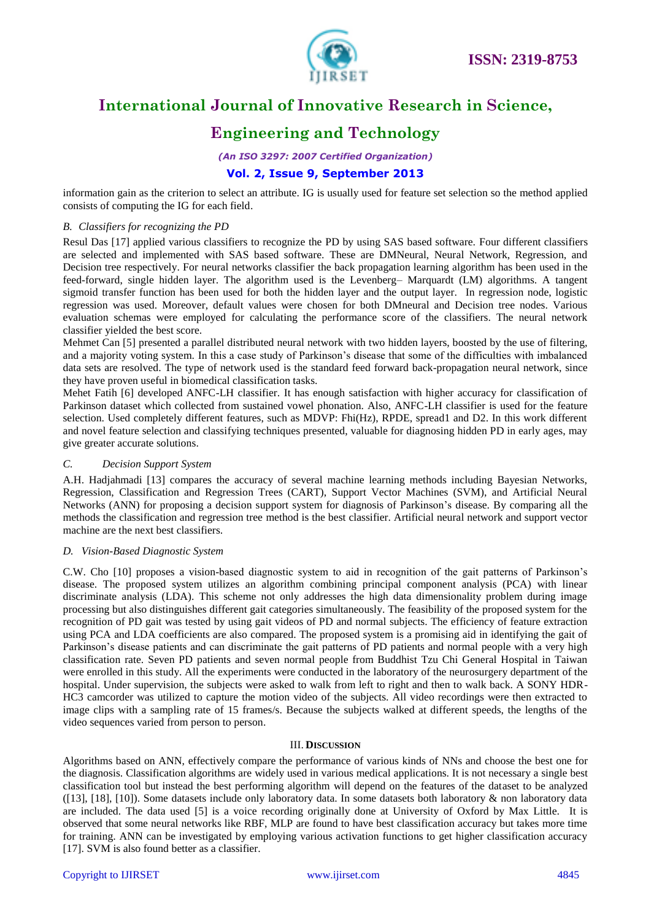information gain as the criterion to select an attribute. IG is usually used for feature set selection so the method applied consists of computing the IG for each field.

### *B. Classifiers for recognizing the PD*

Resul Das [17] applied various classifiers to recognize the PD by using SAS based software. Four different classifiers are selected and implemented with SAS based software. These are DMNeural, Neural Network, Regression, and Decision tree respectively. For neural networks classifier the back propagation learning algorithm has been used in the feed-forward, single hidden layer. The algorithm used is the Levenberg– Marquardt (LM) algorithms. A tangent sigmoid transfer function has been used for both the hidden layer and the output layer. In regression node, logistic regression was used. Moreover, default values were chosen for both DMneural and Decision tree nodes. Various evaluation schemas were employed for calculating the performance score of the classifiers. The neural network classifier yielded the best score.

Mehmet Can [5] presented a parallel distributed neural network with two hidden layers, boosted by the use of filtering, and a majority voting system. In this a case study of Parkinson's disease that some of the difficulties with imbalanced data sets are resolved. The type of network used is the standard feed forward back-propagation neural network, since they have proven useful in biomedical classification tasks.

Mehet Fatih [6] developed ANFC-LH classifier. It has enough satisfaction with higher accuracy for classification of Parkinson dataset which collected from sustained vowel phonation. Also, ANFC-LH classifier is used for the feature selection. Used completely different features, such as MDVP: Fhi(Hz), RPDE, spread1 and D2. In this work different and novel feature selection and classifying techniques presented, valuable for diagnosing hidden PD in early ages, may give greater accurate solutions.

### *C. Decision Support System*

A.H. Hadjahmadi [13] compares the accuracy of several machine learning methods including Bayesian Networks, Regression, Classification and Regression Trees (CART), Support Vector Machines (SVM), and Artificial Neural Networks (ANN) for proposing a decision support system for diagnosis of Parkinson's disease. By comparing all the methods the classification and regression tree method is the best classifier. Artificial neural network and support vector machine are the next best classifiers.

### *D. Vision-Based Diagnostic System*

C.W. Cho [10] proposes a vision-based diagnostic system to aid in recognition of the gait patterns of Parkinson's disease. The proposed system utilizes an algorithm combining principal component analysis (PCA) with linear discriminate analysis (LDA). This scheme not only addresses the high data dimensionality problem during image processing but also distinguishes different gait categories simultaneously. The feasibility of the proposed system for the recognition of PD gait was tested by using gait videos of PD and normal subjects. The efficiency of feature extraction using PCA and LDA coefficients are also compared. The proposed system is a promising aid in identifying the gait of Parkinson's disease patients and can discriminate the gait patterns of PD patients and normal people with a very high classification rate. Seven PD patients and seven normal people from Buddhist Tzu Chi General Hospital in Taiwan were enrolled in this study. All the experiments were conducted in the laboratory of the neurosurgery department of the hospital. Under supervision, the subjects were asked to walk from left to right and then to walk back. A SONY HDR-HC3 camcorder was utilized to capture the motion video of the subjects. All video recordings were then extracted to image clips with a sampling rate of 15 frames/s. Because the subjects walked at different speeds, the lengths of the video sequences varied from person to person.

## III. DISCUSSION

Algorithms based on ANN, effectively compare the performance of various kinds of NNs and choose the best one for the diagnosis. Classification algorithms are widely used in various medical applications. It is not necessary a single best classification tool but instead the best performing algorithm will depend on the features of the dataset to be analyzed ([13], [18], [10]). Some datasets include only laboratory data. In some datasets both laboratory & non laboratory data are included. The data used [5] is a voice recording originally done at University of Oxford by Max Little. It is observed that some neural networks like RBF, MLP are found to have best classification accuracy but takes more time for training. ANN can be investigated by employing various activation functions to get higher classification accuracy [17]. SVM is also found better as a classifier.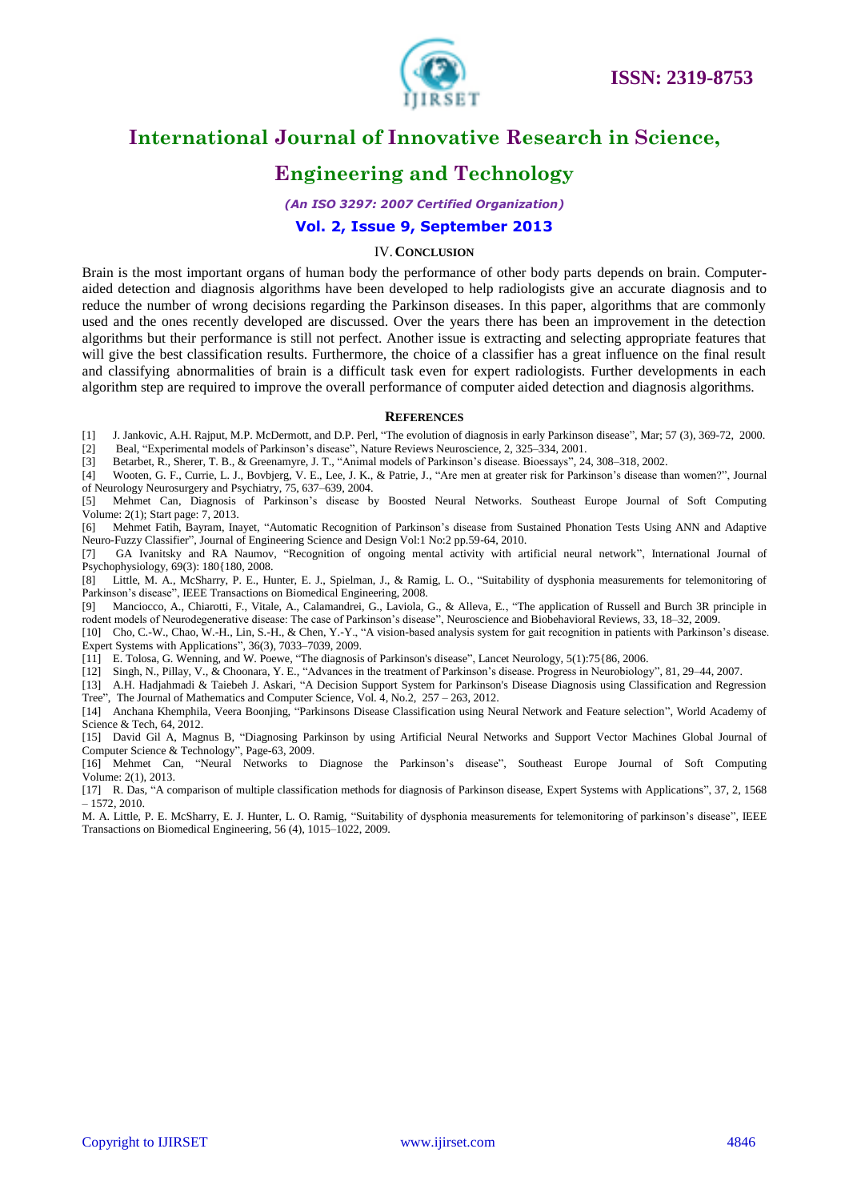## IV. CONCLUSION

Brain is the most important organs of human body the performance of other body parts depends on brain. Computer-aided detection and diagnosis algorithms have been developed to help radiologists give an accurate diagnosis and to reduce the number of wrong decisions regarding the Parkinson diseases. In this paper, algorithms that are commonly used and the ones recently developed are discussed. Over the years there has been an improvement in the detection algorithms but their performance is still not perfect. Another issue is extracting and selecting appropriate features that will give the best classification results. Furthermore, the choice of a classifier has a great influence on the final result and classifying abnormalities of brain is a difficult task even for expert radiologists. Further developments in each algorithm step are required to improve the overall performance of computer aided detection and diagnosis algorithms.

## REFERENCES

[1] J. Jankovic, A.H. Rajput, M.P. McDermott, and D.P. Perl, "The evolution of diagnosis in early Parkinson disease", Mar; 57 (3), 369-72, 2000.

[2] Beal, "Experimental models of Parkinson's disease", Nature Reviews Neuroscience, 2, 325–334, 2001.

[3] Betarbet, R., Sherer, T. B., & Greenamyre, J. T., "Animal models of Parkinson's disease. Bioessays", 24, 308–318, 2002.

[4] Wooten, G. F., Currie, L. J., Bovbjerg, V. E., Lee, J. K., & Patrie, J., "Are men at greater risk for Parkinson's disease than women?", Journal of Neurology Neurosurgery and Psychiatry, 75, 637–639, 2004.

[5] Mehmet Can, Diagnosis of Parkinson's disease by Boosted Neural Networks. Southeast Europe Journal of Soft Computing Volume: 2(1); Start page: 7, 2013.

[6] Mehmet Fatih, Bayram, Inayet, "Automatic Recognition of Parkinson's disease from Sustained Phonation Tests Using ANN and Adaptive Neuro-Fuzzy Classifier", Journal of Engineering Science and Design Vol:1 No:2 pp.59-64, 2010.

[7] GA Ivanitsky and RA Naumov, "Recognition of ongoing mental activity with artificial neural network", International Journal of Psychophysiology, 69(3): 180{180, 2008.

[8] Little, M. A., McSharry, P. E., Hunter, E. J., Spielman, J., & Ramig, L. O., "Suitability of dysphonia measurements for telemonitoring of Parkinson's disease", IEEE Transactions on Biomedical Engineering, 2008.

[9] Manciocco, A., Chiarotti, F., Vitale, A., Calamandrei, G., Laviola, G., & Alleva, E., "The application of Russell and Burch 3R principle in rodent models of Neurodegenerative disease: The case of Parkinson's disease", Neuroscience and Biobehavioral Reviews, 33, 18–32, 2009.

[10] Cho, C.-W., Chao, W.-H., Lin, S.-H., & Chen, Y.-Y., "A vision-based analysis system for gait recognition in patients with Parkinson's disease. Expert Systems with Applications", 36(3), 7033–7039, 2009.

[11] E. Tolosa, G. Wenning, and W. Poewe, "The diagnosis of Parkinson's disease", Lancet Neurology, 5(1):75{86, 2006.

[12] Singh, N., Pillay, V., & Choonara, Y. E., "Advances in the treatment of Parkinson's disease. Progress in Neurobiology", 81, 29–44, 2007.

[13] A.H. Hadjahmadi & Taiebeh J. Askari, "A Decision Support System for Parkinson's Disease Diagnosis using Classification and Regression Tree", The Journal of Mathematics and Computer Science, Vol. 4, No.2, 257 – 263, 2012.

[14] Anchana Khemphila, Veera Boonjing, "Parkinsons Disease Classification using Neural Network and Feature selection", World Academy of Science & Tech, 64, 2012.

[15] David Gil A, Magnus B, "Diagnosing Parkinson by using Artificial Neural Networks and Support Vector Machines Global Journal of Computer Science & Technology", Page-63, 2009.

[16] Mehmet Can, "Neural Networks to Diagnose the Parkinson's disease", Southeast Europe Journal of Soft Computing Volume: 2(1), 2013.

[17] R. Das, "A comparison of multiple classification methods for diagnosis of Parkinson disease, Expert Systems with Applications", 37, 2, 1568 – 1572, 2010.

M. A. Little, P. E. McSharry, E. J. Hunter, L. O. Ramig, "Suitability of dysphonia measurements for telemonitoring of parkinson's disease", IEEE Transactions on Biomedical Engineering, 56 (4), 1015–1022, 2009.